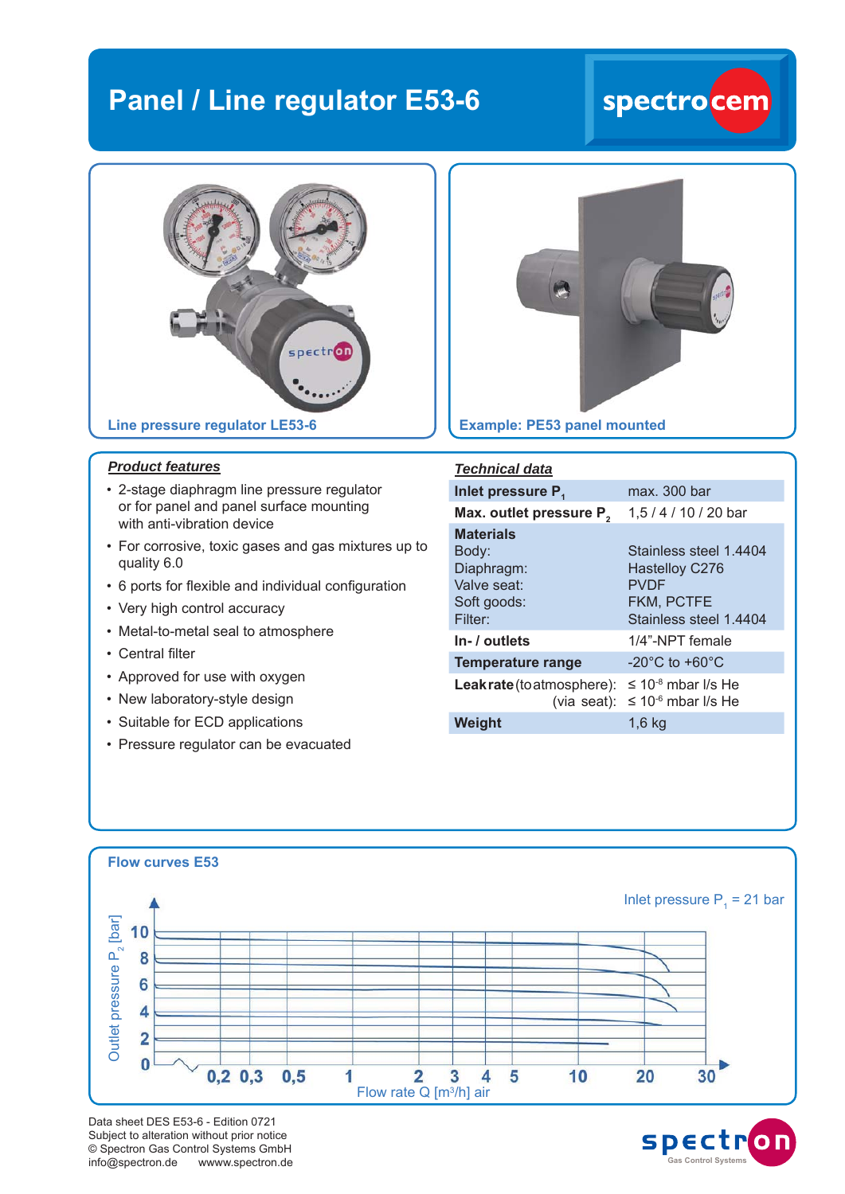# Panel / Line regulator E53-6

Line pressure regulator LE53-6

Example: PE53 panel mounted

## *Product features*

- 2-stage diaphragm line pressure regulator or for panel and panel surface mounting with anti-vibration device
- For corrosive, toxic gases and gas mixtures up to quality 6.0
- 6 ports for flexible and individual configuration
- Very high control accuracy
- Metal-to-metal seal to atmosphere
- Central filter
- Approved for use with oxygen
- New laboratory-style design
- Suitable for ECD applications
- Pressure regulator can be evacuated

## *Technical data*

| | |
|---|---|
| **Inlet pressure $P_1$** | max. 300 bar |
| **Max. outlet pressure $P_2$** | 1,5 / 4 / 10 / 20 bar |
| **Materials** | |
| Body: | Stainless steel 1.4404 |
| Diaphragm: | Hastelloy C276 |
| Valve seat: | PVDF |
| Soft goods: | FKM, PCTFE |
| Filter: | Stainless steel 1.4404 |
| **In- / outlets** | 1/4"-NPT female |
| **Temperature range** | -20°C to +60°C |
| **Leak rate** (to atmosphere): | ≤ $10^{-8}$ mbar l/s He |
| (via seat): | ≤ $10^{-6}$ mbar l/s He |
| **Weight** | 1,6 kg |

## Flow curves E53

Inlet pressure $P_1$ = 21 bar

Outlet pressure $P_2$ [bar]: 0, 2, 4, 6, 8, 10

Flow rate Q [m³/h] air: 0,2, 0,3, 0,5, 1, 2, 3, 4, 5, 10, 20, 30

Data sheet DES E53-6 - Edition 0721
Subject to alteration without prior notice
© Spectron Gas Control Systems GmbH
info@spectron.de wwww.spectron.de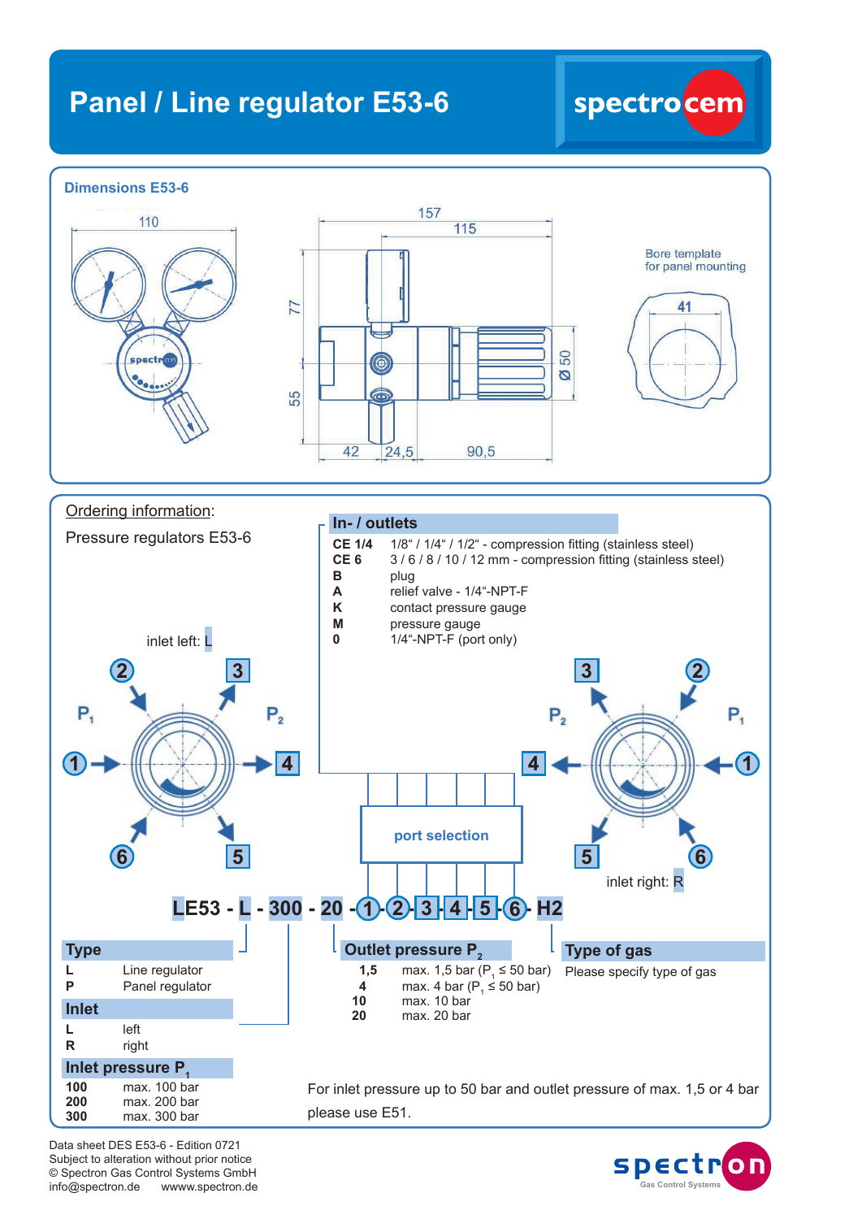# Panel / Line regulator E53-6

## Dimensions E53-6

110

157

115

77

55

Ø 50

42

24,5

90,5

Bore template for panel mounting

41

## Ordering information:

Pressure regulators E53-6

inlet left: L

inlet right: R

P1

P2

### In- / outlets

| | |
|---|---|
| **CE 1/4** | 1/8" / 1/4" / 1/2" - compression fitting (stainless steel) |
| **CE 6** | 3 / 6 / 8 / 10 / 12 mm - compression fitting (stainless steel) |
| **B** | plug |
| **A** | relief valve - 1/4"-NPT-F |
| **K** | contact pressure gauge |
| **M** | pressure gauge |
| **0** | 1/4"-NPT-F (port only) |

port selection

**LE53 - L - 300 - 20 - 1 - 2 - 3 - 4 - 5 - 6 - H2**

### Type

| | |
|---|---|
| **L** | Line regulator |
| **P** | Panel regulator |

### Inlet

| | |
|---|---|
| **L** | left |
| **R** | right |

### Inlet pressure $P_1$

| | |
|---|---|
| **100** | max. 100 bar |
| **200** | max. 200 bar |
| **300** | max. 300 bar |

### Outlet pressure $P_2$

| | |
|---|---|
| **1,5** | max. 1,5 bar ($P_1 \leq 50$ bar) |
| **4** | max. 4 bar ($P_1 \leq 50$ bar) |
| **10** | max. 10 bar |
| **20** | max. 20 bar |

### Type of gas

Please specify type of gas

For inlet pressure up to 50 bar and outlet pressure of max. 1,5 or 4 bar please use E51.

Data sheet DES E53-6 - Edition 0721
Subject to alteration without prior notice
© Spectron Gas Control Systems GmbH
info@spectron.de wwww.spectron.de